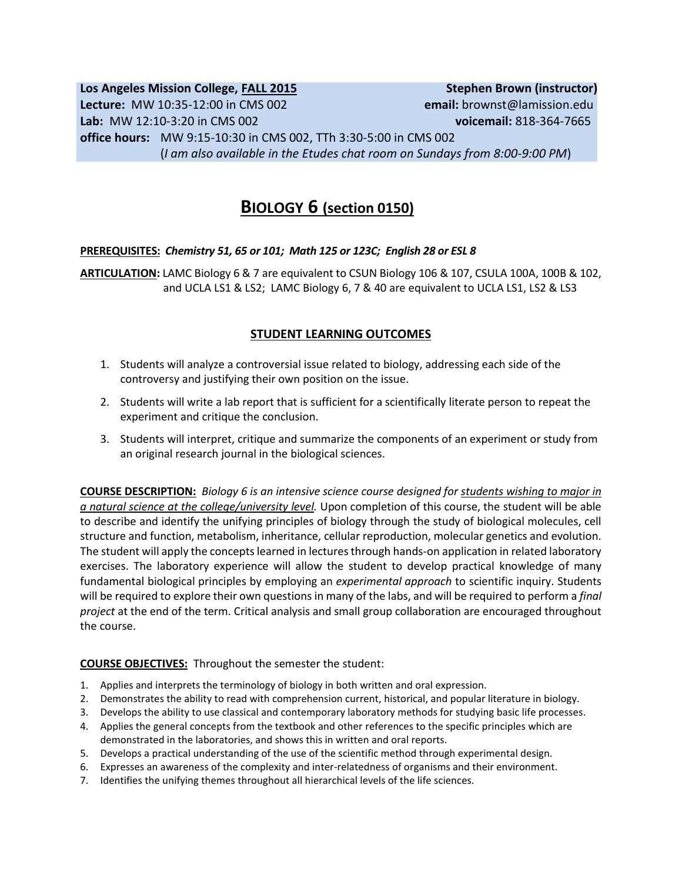**Los Angeles Mission College, FALL 2015** **Stephen Brown (instructor)**
**Lecture:** MW 10:35-12:00 in CMS 002 **email:** brownst@lamission.edu
**Lab:** MW 12:10-3:20 in CMS 002 **voicemail:** 818-364-7665
**office hours:** MW 9:15-10:30 in CMS 002, TTh 3:30-5:00 in CMS 002
(*I am also available in the Etudes chat room on Sundays from 8:00-9:00 PM*)

# BIOLOGY 6 (section 0150)

**PREREQUISITES:** ***Chemistry 51, 65 or 101; Math 125 or 123C; English 28 or ESL 8***

**ARTICULATION:** LAMC Biology 6 & 7 are equivalent to CSUN Biology 106 & 107, CSULA 100A, 100B & 102, and UCLA LS1 & LS2; LAMC Biology 6, 7 & 40 are equivalent to UCLA LS1, LS2 & LS3

## STUDENT LEARNING OUTCOMES

1. Students will analyze a controversial issue related to biology, addressing each side of the controversy and justifying their own position on the issue.
2. Students will write a lab report that is sufficient for a scientifically literate person to repeat the experiment and critique the conclusion.
3. Students will interpret, critique and summarize the components of an experiment or study from an original research journal in the biological sciences.

**COURSE DESCRIPTION:** *Biology 6 is an intensive science course designed for students wishing to major in a natural science at the college/university level.* Upon completion of this course, the student will be able to describe and identify the unifying principles of biology through the study of biological molecules, cell structure and function, metabolism, inheritance, cellular reproduction, molecular genetics and evolution. The student will apply the concepts learned in lectures through hands-on application in related laboratory exercises. The laboratory experience will allow the student to develop practical knowledge of many fundamental biological principles by employing an *experimental approach* to scientific inquiry. Students will be required to explore their own questions in many of the labs, and will be required to perform a *final project* at the end of the term. Critical analysis and small group collaboration are encouraged throughout the course.

**COURSE OBJECTIVES:** Throughout the semester the student:

1. Applies and interprets the terminology of biology in both written and oral expression.
2. Demonstrates the ability to read with comprehension current, historical, and popular literature in biology.
3. Develops the ability to use classical and contemporary laboratory methods for studying basic life processes.
4. Applies the general concepts from the textbook and other references to the specific principles which are demonstrated in the laboratories, and shows this in written and oral reports.
5. Develops a practical understanding of the use of the scientific method through experimental design.
6. Expresses an awareness of the complexity and inter-relatedness of organisms and their environment.
7. Identifies the unifying themes throughout all hierarchical levels of the life sciences.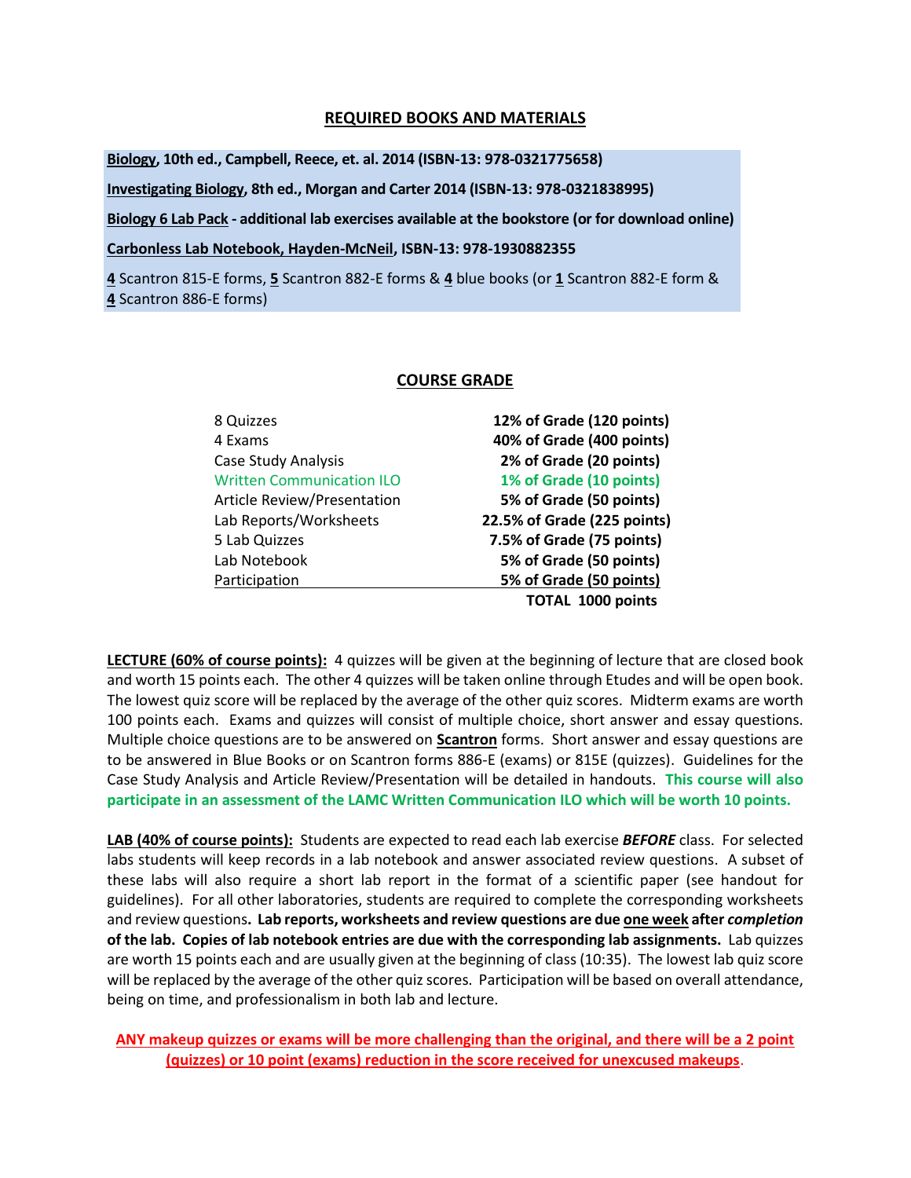## REQUIRED BOOKS AND MATERIALS

**Biology, 10th ed., Campbell, Reece, et. al. 2014 (ISBN-13: 978-0321775658)**

**Investigating Biology, 8th ed., Morgan and Carter 2014 (ISBN-13: 978-0321838995)**

**Biology 6 Lab Pack - additional lab exercises available at the bookstore (or for download online)**

**Carbonless Lab Notebook, Hayden-McNeil, ISBN-13: 978-1930882355**

**4** Scantron 815-E forms, **5** Scantron 882-E forms & **4** blue books (or **1** Scantron 882-E form & **4** Scantron 886-E forms)

## COURSE GRADE

| | |
|---|---|
| 8 Quizzes | **12% of Grade (120 points)** |
| 4 Exams | **40% of Grade (400 points)** |
| Case Study Analysis | **2% of Grade (20 points)** |
| Written Communication ILO | **1% of Grade (10 points)** |
| Article Review/Presentation | **5% of Grade (50 points)** |
| Lab Reports/Worksheets | **22.5% of Grade (225 points)** |
| 5 Lab Quizzes | **7.5% of Grade (75 points)** |
| Lab Notebook | **5% of Grade (50 points)** |
| Participation | **5% of Grade (50 points)** |
| | **TOTAL 1000 points** |

**LECTURE (60% of course points):** 4 quizzes will be given at the beginning of lecture that are closed book and worth 15 points each. The other 4 quizzes will be taken online through Etudes and will be open book. The lowest quiz score will be replaced by the average of the other quiz scores. Midterm exams are worth 100 points each. Exams and quizzes will consist of multiple choice, short answer and essay questions. Multiple choice questions are to be answered on **Scantron** forms. Short answer and essay questions are to be answered in Blue Books or on Scantron forms 886-E (exams) or 815E (quizzes). Guidelines for the Case Study Analysis and Article Review/Presentation will be detailed in handouts. **This course will also participate in an assessment of the LAMC Written Communication ILO which will be worth 10 points.**

**LAB (40% of course points):** Students are expected to read each lab exercise ***BEFORE*** class. For selected labs students will keep records in a lab notebook and answer associated review questions. A subset of these labs will also require a short lab report in the format of a scientific paper (see handout for guidelines). For all other laboratories, students are required to complete the corresponding worksheets and review questions**. Lab reports, worksheets and review questions are due one week after *completion* of the lab. Copies of lab notebook entries are due with the corresponding lab assignments.** Lab quizzes are worth 15 points each and are usually given at the beginning of class (10:35). The lowest lab quiz score will be replaced by the average of the other quiz scores. Participation will be based on overall attendance, being on time, and professionalism in both lab and lecture.

**ANY makeup quizzes or exams will be more challenging than the original, and there will be a 2 point (quizzes) or 10 point (exams) reduction in the score received for unexcused makeups**.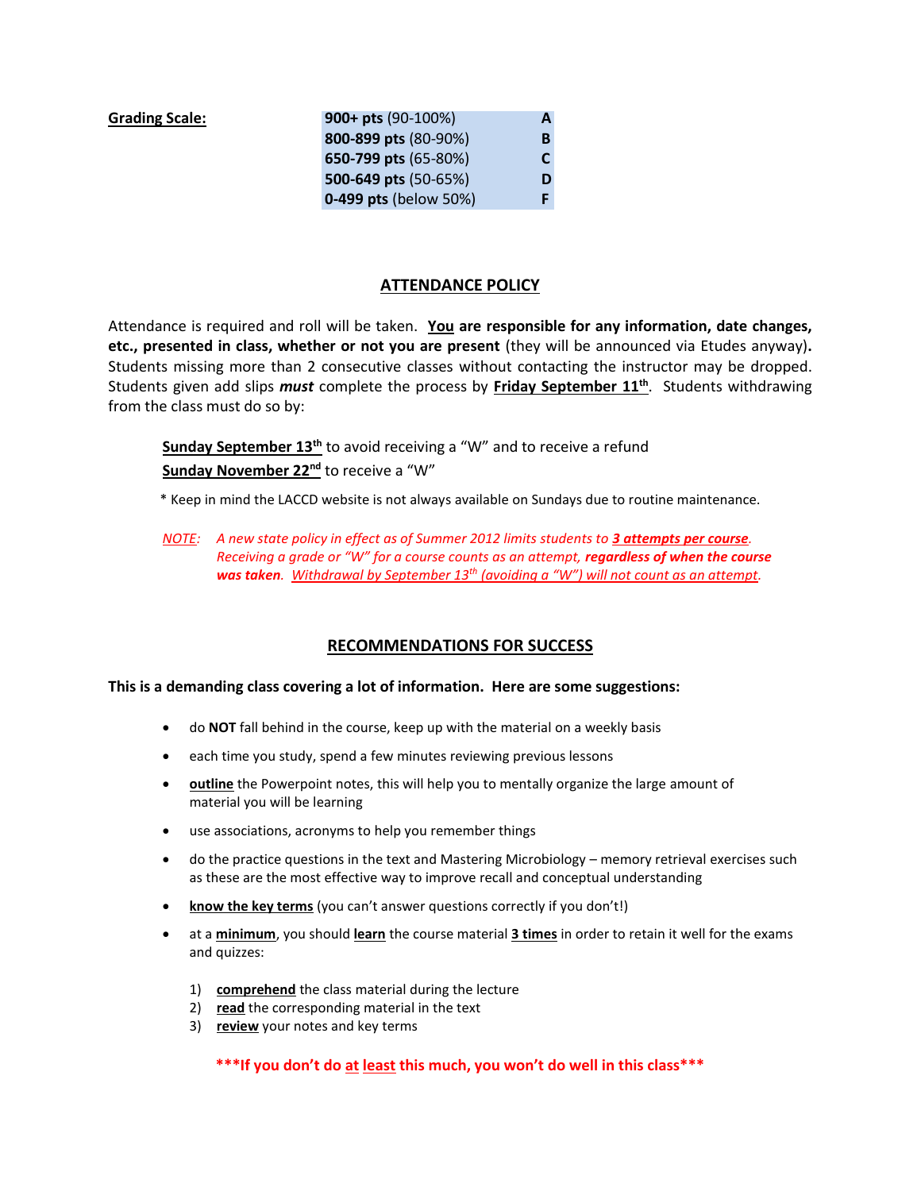**Grading Scale:**

| | |
|---|---|
| **900+ pts** (90-100%) | **A** |
| **800-899 pts** (80-90%) | **B** |
| **650-799 pts** (65-80%) | **C** |
| **500-649 pts** (50-65%) | **D** |
| **0-499 pts** (below 50%) | **F** |

## ATTENDANCE POLICY

Attendance is required and roll will be taken. **You are responsible for any information, date changes, etc., presented in class, whether or not you are present** (they will be announced via Etudes anyway)**.** Students missing more than 2 consecutive classes without contacting the instructor may be dropped. Students given add slips ***must*** complete the process by **Friday September 11th**. Students withdrawing from the class must do so by:

**Sunday September 13th** to avoid receiving a "W" and to receive a refund
**Sunday November 22nd** to receive a "W"

\* Keep in mind the LACCD website is not always available on Sundays due to routine maintenance.

*NOTE: A new state policy in effect as of Summer 2012 limits students to* ***3 attempts per course****. Receiving a grade or "W" for a course counts as an attempt,* ***regardless of when the course was taken****. Withdrawal by September 13th (avoiding a "W") will not count as an attempt.*

## RECOMMENDATIONS FOR SUCCESS

**This is a demanding class covering a lot of information. Here are some suggestions:**

- do **NOT** fall behind in the course, keep up with the material on a weekly basis
- each time you study, spend a few minutes reviewing previous lessons
- **outline** the Powerpoint notes, this will help you to mentally organize the large amount of material you will be learning
- use associations, acronyms to help you remember things
- do the practice questions in the text and Mastering Microbiology – memory retrieval exercises such as these are the most effective way to improve recall and conceptual understanding
- **know the key terms** (you can't answer questions correctly if you don't!)
- at a **minimum**, you should **learn** the course material **3 times** in order to retain it well for the exams and quizzes:
  1) **comprehend** the class material during the lecture
  2) **read** the corresponding material in the text
  3) **review** your notes and key terms

**\*\*\*If you don't do at least this much, you won't do well in this class\*\*\***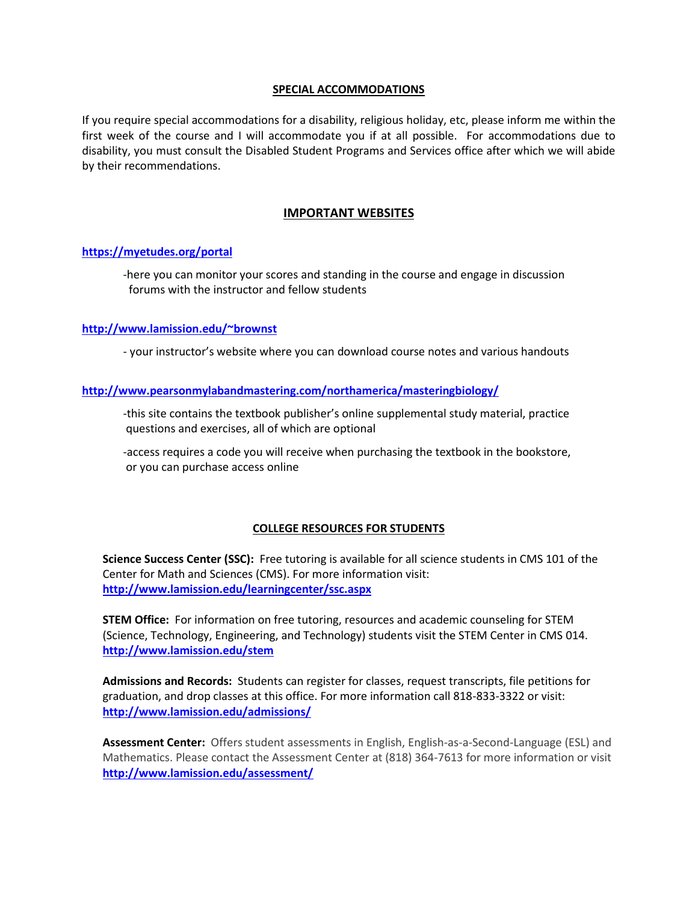## SPECIAL ACCOMMODATIONS

If you require special accommodations for a disability, religious holiday, etc, please inform me within the first week of the course and I will accommodate you if at all possible. For accommodations due to disability, you must consult the Disabled Student Programs and Services office after which we will abide by their recommendations.

## IMPORTANT WEBSITES

**https://myetudes.org/portal**

-here you can monitor your scores and standing in the course and engage in discussion forums with the instructor and fellow students

**http://www.lamission.edu/~brownst**

- your instructor's website where you can download course notes and various handouts

**http://www.pearsonmylabandmastering.com/northamerica/masteringbiology/**

-this site contains the textbook publisher's online supplemental study material, practice questions and exercises, all of which are optional

-access requires a code you will receive when purchasing the textbook in the bookstore, or you can purchase access online

## COLLEGE RESOURCES FOR STUDENTS

**Science Success Center (SSC):** Free tutoring is available for all science students in CMS 101 of the Center for Math and Sciences (CMS). For more information visit: **http://www.lamission.edu/learningcenter/ssc.aspx**

**STEM Office:** For information on free tutoring, resources and academic counseling for STEM (Science, Technology, Engineering, and Technology) students visit the STEM Center in CMS 014. **http://www.lamission.edu/stem**

**Admissions and Records:** Students can register for classes, request transcripts, file petitions for graduation, and drop classes at this office. For more information call 818-833-3322 or visit: **http://www.lamission.edu/admissions/**

**Assessment Center:** Offers student assessments in English, English-as-a-Second-Language (ESL) and Mathematics. Please contact the Assessment Center at (818) 364-7613 for more information or visit **http://www.lamission.edu/assessment/**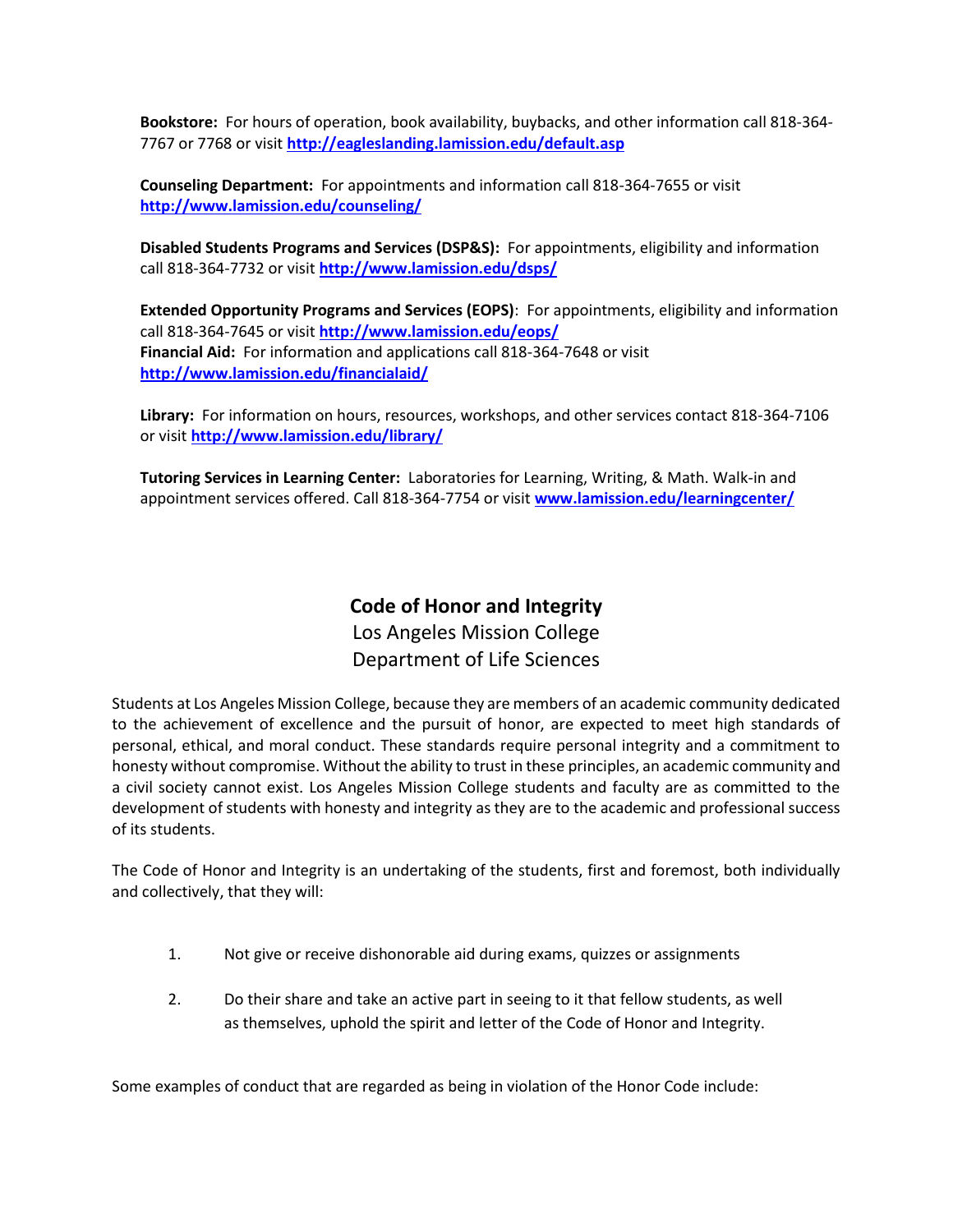**Bookstore:** For hours of operation, book availability, buybacks, and other information call 818-364-7767 or 7768 or visit **http://eagleslanding.lamission.edu/default.asp**

**Counseling Department:** For appointments and information call 818-364-7655 or visit **http://www.lamission.edu/counseling/**

**Disabled Students Programs and Services (DSP&S):** For appointments, eligibility and information call 818-364-7732 or visit **http://www.lamission.edu/dsps/**

**Extended Opportunity Programs and Services (EOPS)**: For appointments, eligibility and information call 818-364-7645 or visit **http://www.lamission.edu/eops/**

**Financial Aid:** For information and applications call 818-364-7648 or visit **http://www.lamission.edu/financialaid/**

**Library:** For information on hours, resources, workshops, and other services contact 818-364-7106 or visit **http://www.lamission.edu/library/**

**Tutoring Services in Learning Center:** Laboratories for Learning, Writing, & Math. Walk-in and appointment services offered. Call 818-364-7754 or visit **www.lamission.edu/learningcenter/**

## Code of Honor and Integrity

Los Angeles Mission College

Department of Life Sciences

Students at Los Angeles Mission College, because they are members of an academic community dedicated to the achievement of excellence and the pursuit of honor, are expected to meet high standards of personal, ethical, and moral conduct. These standards require personal integrity and a commitment to honesty without compromise. Without the ability to trust in these principles, an academic community and a civil society cannot exist. Los Angeles Mission College students and faculty are as committed to the development of students with honesty and integrity as they are to the academic and professional success of its students.

The Code of Honor and Integrity is an undertaking of the students, first and foremost, both individually and collectively, that they will:

1. Not give or receive dishonorable aid during exams, quizzes or assignments
2. Do their share and take an active part in seeing to it that fellow students, as well as themselves, uphold the spirit and letter of the Code of Honor and Integrity.

Some examples of conduct that are regarded as being in violation of the Honor Code include: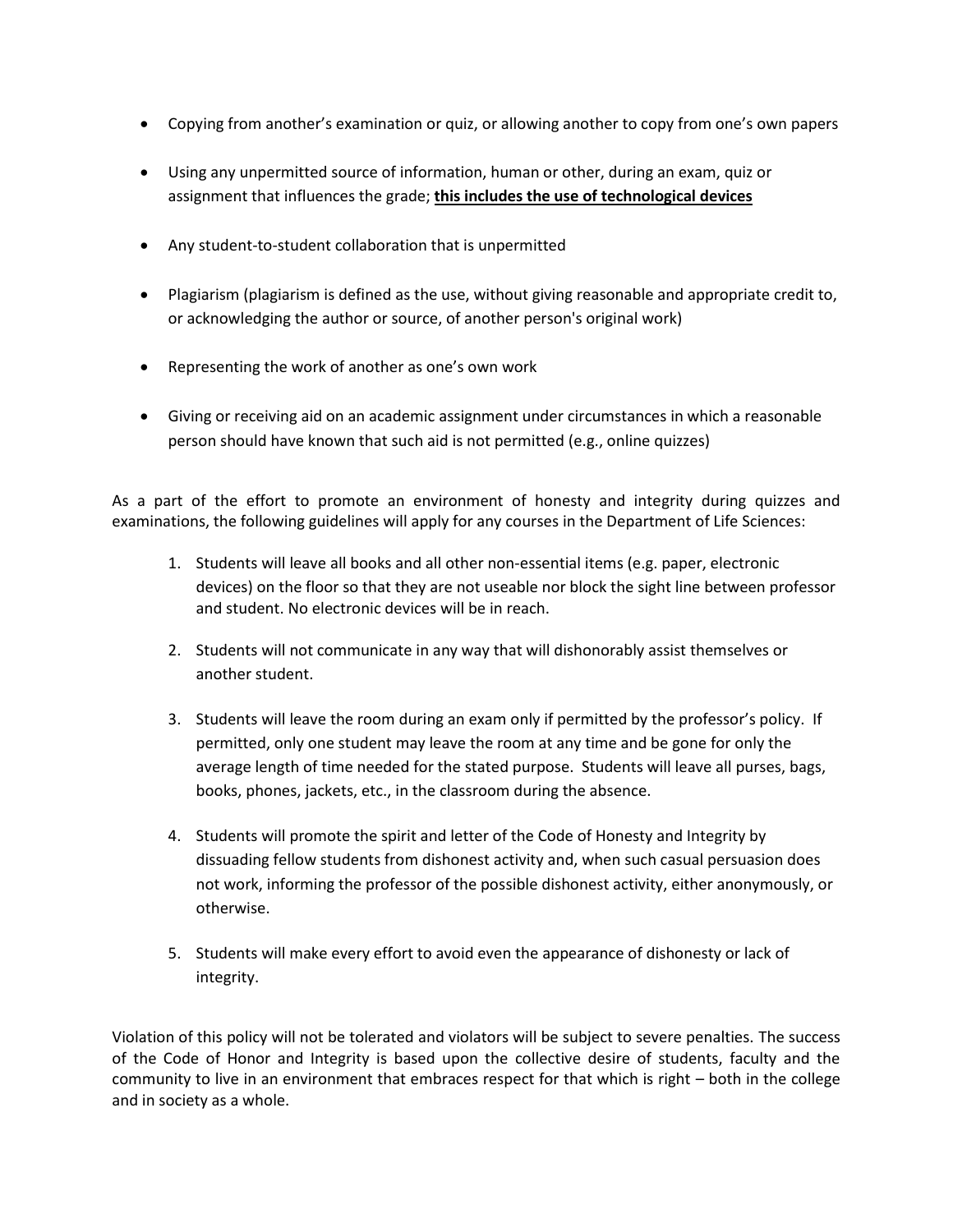- Copying from another's examination or quiz, or allowing another to copy from one's own papers
- Using any unpermitted source of information, human or other, during an exam, quiz or assignment that influences the grade; **<u>this includes the use of technological devices</u>**
- Any student-to-student collaboration that is unpermitted
- Plagiarism (plagiarism is defined as the use, without giving reasonable and appropriate credit to, or acknowledging the author or source, of another person's original work)
- Representing the work of another as one's own work
- Giving or receiving aid on an academic assignment under circumstances in which a reasonable person should have known that such aid is not permitted (e.g., online quizzes)

As a part of the effort to promote an environment of honesty and integrity during quizzes and examinations, the following guidelines will apply for any courses in the Department of Life Sciences:

1. Students will leave all books and all other non-essential items (e.g. paper, electronic devices) on the floor so that they are not useable nor block the sight line between professor and student. No electronic devices will be in reach.
2. Students will not communicate in any way that will dishonorably assist themselves or another student.
3. Students will leave the room during an exam only if permitted by the professor's policy. If permitted, only one student may leave the room at any time and be gone for only the average length of time needed for the stated purpose. Students will leave all purses, bags, books, phones, jackets, etc., in the classroom during the absence.
4. Students will promote the spirit and letter of the Code of Honesty and Integrity by dissuading fellow students from dishonest activity and, when such casual persuasion does not work, informing the professor of the possible dishonest activity, either anonymously, or otherwise.
5. Students will make every effort to avoid even the appearance of dishonesty or lack of integrity.

Violation of this policy will not be tolerated and violators will be subject to severe penalties. The success of the Code of Honor and Integrity is based upon the collective desire of students, faculty and the community to live in an environment that embraces respect for that which is right – both in the college and in society as a whole.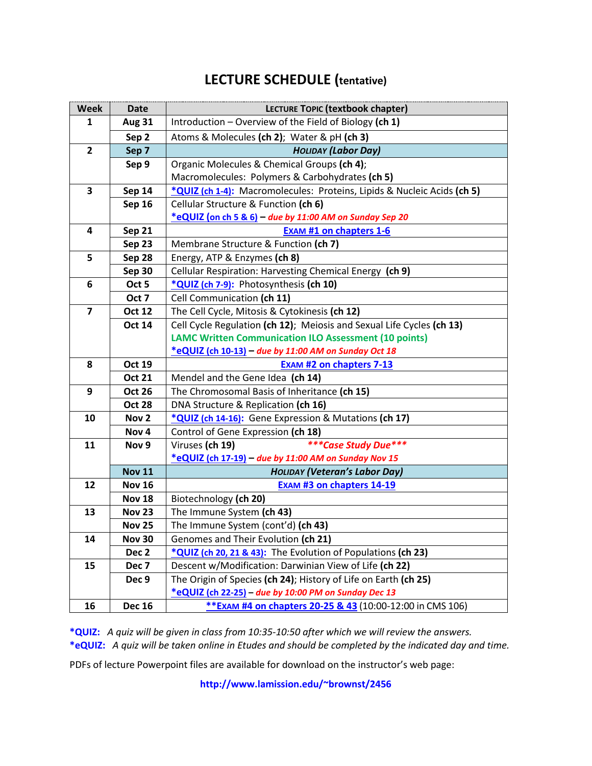# LECTURE SCHEDULE (tentative)

| Week | Date | LECTURE TOPIC (textbook chapter) |
|---|---|---|
| 1 | Aug 31 | Introduction – Overview of the Field of Biology **(ch 1)** |
| | Sep 2 | Atoms & Molecules **(ch 2)**; Water & pH **(ch 3)** |
| 2 | Sep 7 | ***HOLIDAY (Labor Day)*** |
| | Sep 9 | Organic Molecules & Chemical Groups **(ch 4)**; Macromolecules: Polymers & Carbohydrates **(ch 5)** |
| 3 | Sep 14 | ***QUIZ (ch 1-4):** Macromolecules: Proteins, Lipids & Nucleic Acids **(ch 5)** |
| | Sep 16 | Cellular Structure & Function **(ch 6)** *eQUIZ (on ch 5 & 6) – ***due by 11:00 AM on Sunday Sep 20*** |
| 4 | Sep 21 | **EXAM #1 on chapters 1-6** |
| | Sep 23 | Membrane Structure & Function **(ch 7)** |
| 5 | Sep 28 | Energy, ATP & Enzymes **(ch 8)** |
| | Sep 30 | Cellular Respiration: Harvesting Chemical Energy **(ch 9)** |
| 6 | Oct 5 | ***QUIZ (ch 7-9):** Photosynthesis **(ch 10)** |
| | Oct 7 | Cell Communication **(ch 11)** |
| 7 | Oct 12 | The Cell Cycle, Mitosis & Cytokinesis **(ch 12)** |
| | Oct 14 | Cell Cycle Regulation **(ch 12)**; Meiosis and Sexual Life Cycles **(ch 13)** **LAMC Written Communication ILO Assessment (10 points)** *eQUIZ (ch 10-13) – ***due by 11:00 AM on Sunday Oct 18*** |
| 8 | Oct 19 | **EXAM #2 on chapters 7-13** |
| | Oct 21 | Mendel and the Gene Idea **(ch 14)** |
| 9 | Oct 26 | The Chromosomal Basis of Inheritance **(ch 15)** |
| | Oct 28 | DNA Structure & Replication **(ch 16)** |
| 10 | Nov 2 | ***QUIZ (ch 14-16):** Gene Expression & Mutations **(ch 17)** |
| | Nov 4 | Control of Gene Expression **(ch 18)** |
| 11 | Nov 9 | Viruses **(ch 19)** ****\*\*\*Case Study Due\*\*\**** *eQUIZ (ch 17-19) – ***due by 11:00 AM on Sunday Nov 15*** |
| | Nov 11 | ***HOLIDAY (Veteran's Labor Day)*** |
| 12 | Nov 16 | **EXAM #3 on chapters 14-19** |
| | Nov 18 | Biotechnology **(ch 20)** |
| 13 | Nov 23 | The Immune System **(ch 43)** |
| | Nov 25 | The Immune System (cont'd) **(ch 43)** |
| 14 | Nov 30 | Genomes and Their Evolution **(ch 21)** |
| | Dec 2 | ***QUIZ (ch 20, 21 & 43):** The Evolution of Populations **(ch 23)** |
| 15 | Dec 7 | Descent w/Modification: Darwinian View of Life **(ch 22)** |
| | Dec 9 | The Origin of Species **(ch 24)**; History of Life on Earth **(ch 25)** *eQUIZ (ch 22-25) – ***due by 10:00 PM on Sunday Dec 13*** |
| 16 | Dec 16 | ****EXAM #4 on chapters 20-25 & 43** (10:00-12:00 in CMS 106) |

***QUIZ:** *A quiz will be given in class from 10:35-10:50 after which we will review the answers.*
***eQUIZ:** *A quiz will be taken online in Etudes and should be completed by the indicated day and time.*

PDFs of lecture Powerpoint files are available for download on the instructor's web page:

**http://www.lamission.edu/~brownst/2456**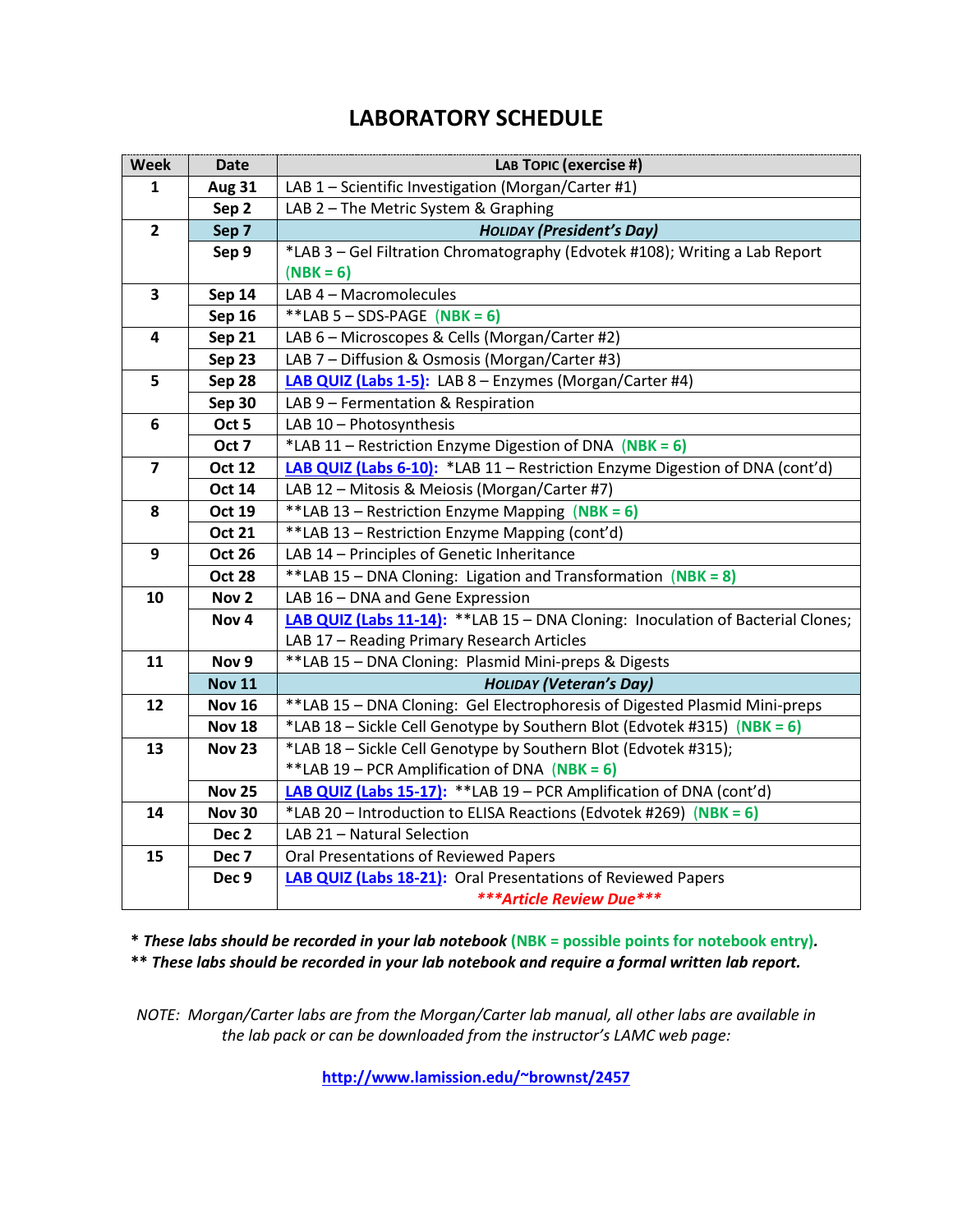# LABORATORY SCHEDULE

| Week | Date | LAB TOPIC (exercise #) |
|---|---|---|
| 1 | Aug 31 | LAB 1 – Scientific Investigation (Morgan/Carter #1) |
| | Sep 2 | LAB 2 – The Metric System & Graphing |
| 2 | Sep 7 | ***HOLIDAY (President's Day)*** |
| | Sep 9 | *LAB 3 – Gel Filtration Chromatography (Edvotek #108); Writing a Lab Report (NBK = 6) |
| 3 | Sep 14 | LAB 4 – Macromolecules |
| | Sep 16 | **LAB 5 – SDS-PAGE (NBK = 6) |
| 4 | Sep 21 | LAB 6 – Microscopes & Cells (Morgan/Carter #2) |
| | Sep 23 | LAB 7 – Diffusion & Osmosis (Morgan/Carter #3) |
| 5 | Sep 28 | LAB QUIZ (Labs 1-5): LAB 8 – Enzymes (Morgan/Carter #4) |
| | Sep 30 | LAB 9 – Fermentation & Respiration |
| 6 | Oct 5 | LAB 10 – Photosynthesis |
| | Oct 7 | *LAB 11 – Restriction Enzyme Digestion of DNA (NBK = 6) |
| 7 | Oct 12 | LAB QUIZ (Labs 6-10): *LAB 11 – Restriction Enzyme Digestion of DNA (cont'd) |
| | Oct 14 | LAB 12 – Mitosis & Meiosis (Morgan/Carter #7) |
| 8 | Oct 19 | **LAB 13 – Restriction Enzyme Mapping (NBK = 6) |
| | Oct 21 | **LAB 13 – Restriction Enzyme Mapping (cont'd) |
| 9 | Oct 26 | LAB 14 – Principles of Genetic Inheritance |
| | Oct 28 | **LAB 15 – DNA Cloning: Ligation and Transformation (NBK = 8) |
| 10 | Nov 2 | LAB 16 – DNA and Gene Expression |
| | Nov 4 | LAB QUIZ (Labs 11-14): **LAB 15 – DNA Cloning: Inoculation of Bacterial Clones; LAB 17 – Reading Primary Research Articles |
| 11 | Nov 9 | **LAB 15 – DNA Cloning: Plasmid Mini-preps & Digests |
| | Nov 11 | ***HOLIDAY (Veteran's Day)*** |
| 12 | Nov 16 | **LAB 15 – DNA Cloning: Gel Electrophoresis of Digested Plasmid Mini-preps |
| | Nov 18 | *LAB 18 – Sickle Cell Genotype by Southern Blot (Edvotek #315) (NBK = 6) |
| 13 | Nov 23 | *LAB 18 – Sickle Cell Genotype by Southern Blot (Edvotek #315); **LAB 19 – PCR Amplification of DNA (NBK = 6) |
| | Nov 25 | LAB QUIZ (Labs 15-17): **LAB 19 – PCR Amplification of DNA (cont'd) |
| 14 | Nov 30 | *LAB 20 – Introduction to ELISA Reactions (Edvotek #269) (NBK = 6) |
| | Dec 2 | LAB 21 – Natural Selection |
| 15 | Dec 7 | Oral Presentations of Reviewed Papers |
| | Dec 9 | LAB QUIZ (Labs 18-21): Oral Presentations of Reviewed Papers ***\*\*\*Article Review Due\*\*\**** |

***\* These labs should be recorded in your lab notebook* (NBK = possible points for notebook entry).**

***\*\* These labs should be recorded in your lab notebook and require a formal written lab report.***

*NOTE: Morgan/Carter labs are from the Morgan/Carter lab manual, all other labs are available in the lab pack or can be downloaded from the instructor's LAMC web page:*

**http://www.lamission.edu/~brownst/2457**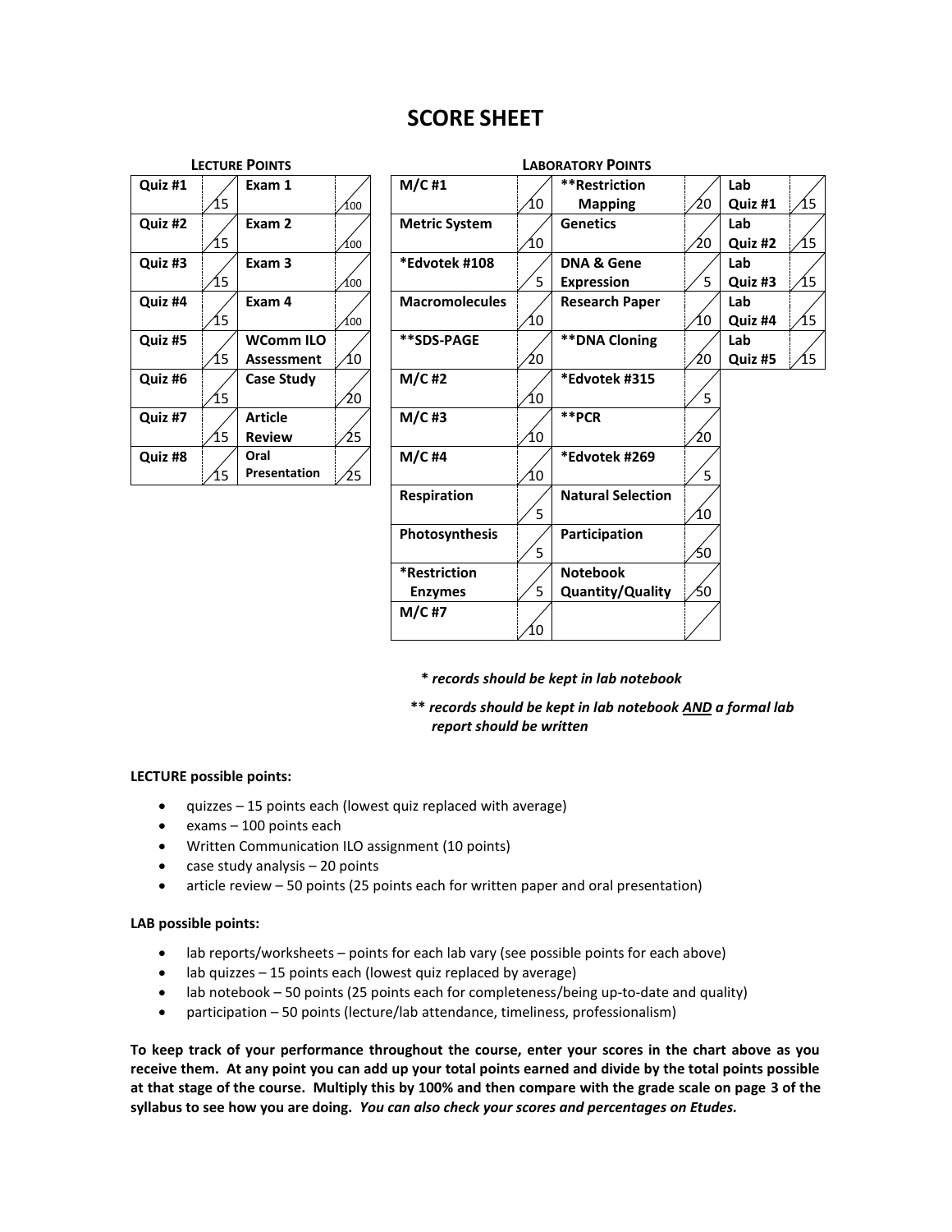# SCORE SHEET

**LECTURE POINTS**

| | | | |
|---|---|---|---|
| **Quiz #1** | /15 | **Exam 1** | /100 |
| **Quiz #2** | /15 | **Exam 2** | /100 |
| **Quiz #3** | /15 | **Exam 3** | /100 |
| **Quiz #4** | /15 | **Exam 4** | /100 |
| **Quiz #5** | /15 | **WComm ILO Assessment** | /10 |
| **Quiz #6** | /15 | **Case Study** | /20 |
| **Quiz #7** | /15 | **Article Review** | /25 |
| **Quiz #8** | /15 | **Oral Presentation** | /25 |

**LABORATORY POINTS**

| | | | | | |
|---|---|---|---|---|---|
| **M/C #1** | /10 | **\*\*Restriction Mapping** | /20 | **Lab Quiz #1** | /15 |
| **Metric System** | /10 | **Genetics** | /20 | **Lab Quiz #2** | /15 |
| **\*Edvotek #108** | / 5 | **DNA & Gene Expression** | / 5 | **Lab Quiz #3** | /15 |
| **Macromolecules** | /10 | **Research Paper** | /10 | **Lab Quiz #4** | /15 |
| **\*\*SDS-PAGE** | /20 | **\*\*DNA Cloning** | /20 | **Lab Quiz #5** | /15 |
| **M/C #2** | /10 | **\*Edvotek #315** | / 5 | | |
| **M/C #3** | /10 | **\*\*PCR** | /20 | | |
| **M/C #4** | /10 | **\*Edvotek #269** | / 5 | | |
| **Respiration** | / 5 | **Natural Selection** | /10 | | |
| **Photosynthesis** | / 5 | **Participation** | /50 | | |
| **\*Restriction Enzymes** | / 5 | **Notebook Quantity/Quality** | /50 | | |
| **M/C #7** | /10 | | | | |

***\* records should be kept in lab notebook***

***\*\* records should be kept in lab notebook AND a formal lab report should be written***

**LECTURE possible points:**

- quizzes – 15 points each (lowest quiz replaced with average)
- exams – 100 points each
- Written Communication ILO assignment (10 points)
- case study analysis – 20 points
- article review – 50 points (25 points each for written paper and oral presentation)

**LAB possible points:**

- lab reports/worksheets – points for each lab vary (see possible points for each above)
- lab quizzes – 15 points each (lowest quiz replaced by average)
- lab notebook – 50 points (25 points each for completeness/being up-to-date and quality)
- participation – 50 points (lecture/lab attendance, timeliness, professionalism)

**To keep track of your performance throughout the course, enter your scores in the chart above as you receive them. At any point you can add up your total points earned and divide by the total points possible at that stage of the course. Multiply this by 100% and then compare with the grade scale on page 3 of the syllabus to see how you are doing. *You can also check your scores and percentages on Etudes.***